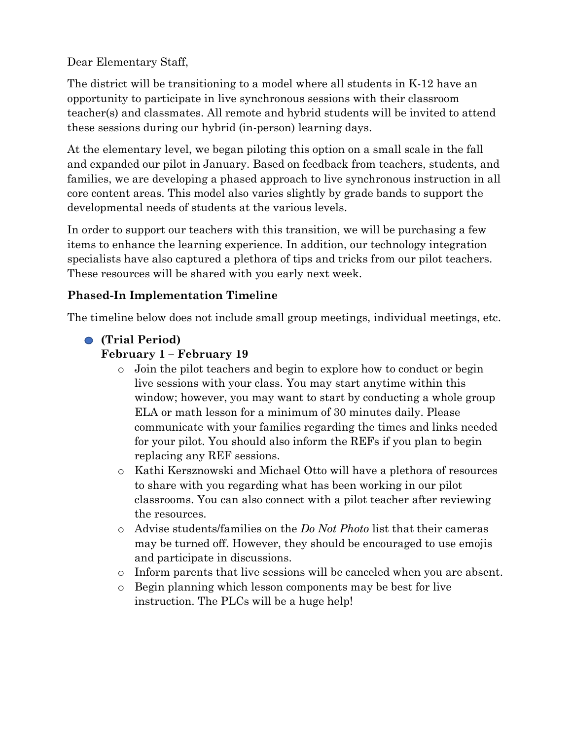Dear Elementary Staff,

The district will be transitioning to a model where all students in K-12 have an opportunity to participate in live synchronous sessions with their classroom teacher(s) and classmates. All remote and hybrid students will be invited to attend these sessions during our hybrid (in-person) learning days.

At the elementary level, we began piloting this option on a small scale in the fall and expanded our pilot in January. Based on feedback from teachers, students, and families, we are developing a phased approach to live synchronous instruction in all core content areas. This model also varies slightly by grade bands to support the developmental needs of students at the various levels.

In order to support our teachers with this transition, we will be purchasing a few items to enhance the learning experience. In addition, our technology integration specialists have also captured a plethora of tips and tricks from our pilot teachers. These resources will be shared with you early next week.

**Phased-In Implementation Timeline**

The timeline below does not include small group meetings, individual meetings, etc.

- **(Trial Period)**
  **February 1 – February 19**
  - Join the pilot teachers and begin to explore how to conduct or begin live sessions with your class. You may start anytime within this window; however, you may want to start by conducting a whole group ELA or math lesson for a minimum of 30 minutes daily. Please communicate with your families regarding the times and links needed for your pilot. You should also inform the REFs if you plan to begin replacing any REF sessions.
  - Kathi Kersznowski and Michael Otto will have a plethora of resources to share with you regarding what has been working in our pilot classrooms. You can also connect with a pilot teacher after reviewing the resources.
  - Advise students/families on the *Do Not Photo* list that their cameras may be turned off. However, they should be encouraged to use emojis and participate in discussions.
  - Inform parents that live sessions will be canceled when you are absent.
  - Begin planning which lesson components may be best for live instruction. The PLCs will be a huge help!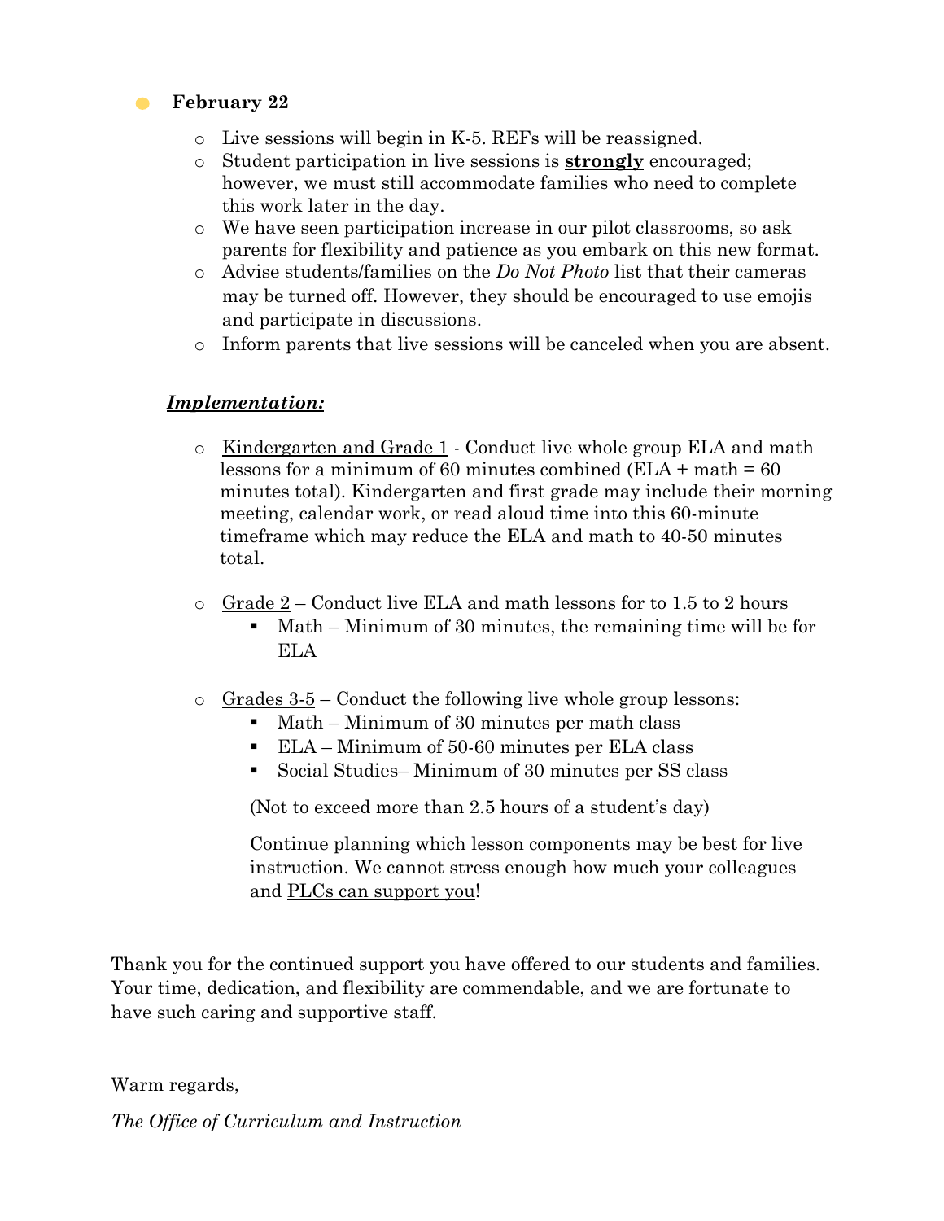- **February 22**
    - Live sessions will begin in K-5. REFs will be reassigned.
    - Student participation in live sessions is <u>**strongly**</u> encouraged; however, we must still accommodate families who need to complete this work later in the day.
    - We have seen participation increase in our pilot classrooms, so ask parents for flexibility and patience as you embark on this new format.
    - Advise students/families on the *Do Not Photo* list that their cameras may be turned off. However, they should be encouraged to use emojis and participate in discussions.
    - Inform parents that live sessions will be canceled when you are absent.

***<u>Implementation:</u>***

- <u>Kindergarten and Grade 1</u> - Conduct live whole group ELA and math lessons for a minimum of 60 minutes combined (ELA + math = 60 minutes total). Kindergarten and first grade may include their morning meeting, calendar work, or read aloud time into this 60-minute timeframe which may reduce the ELA and math to 40-50 minutes total.

- <u>Grade 2</u> – Conduct live ELA and math lessons for to 1.5 to 2 hours
    - Math – Minimum of 30 minutes, the remaining time will be for ELA

- <u>Grades 3-5</u> – Conduct the following live whole group lessons:
    - Math – Minimum of 30 minutes per math class
    - ELA – Minimum of 50-60 minutes per ELA class
    - Social Studies– Minimum of 30 minutes per SS class

    (Not to exceed more than 2.5 hours of a student's day)

    Continue planning which lesson components may be best for live instruction. We cannot stress enough how much your colleagues and <u>PLCs can support you</u>!

Thank you for the continued support you have offered to our students and families. Your time, dedication, and flexibility are commendable, and we are fortunate to have such caring and supportive staff.

Warm regards,

*The Office of Curriculum and Instruction*